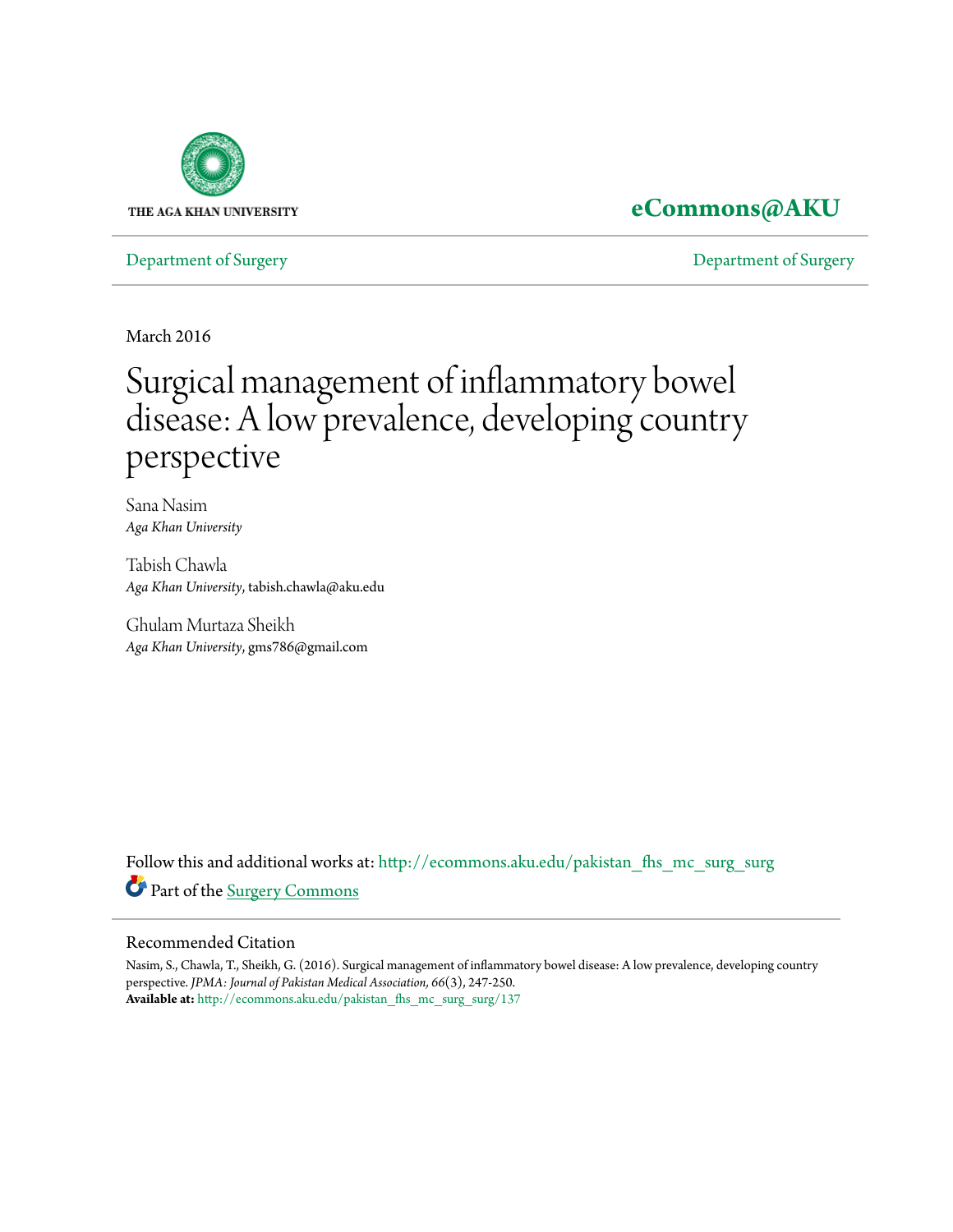THE AGA KHAN UNIVERSITY

**eCommons@AKU**

Department of Surgery | Department of Surgery

March 2016

# Surgical management of inflammatory bowel disease: A low prevalence, developing country perspective

Sana Nasim
*Aga Khan University*

Tabish Chawla
*Aga Khan University*, tabish.chawla@aku.edu

Ghulam Murtaza Sheikh
*Aga Khan University*, gms786@gmail.com

Follow this and additional works at: http://ecommons.aku.edu/pakistan_fhs_mc_surg_surg

Part of the Surgery Commons

## Recommended Citation

Nasim, S., Chawla, T., Sheikh, G. (2016). Surgical management of inflammatory bowel disease: A low prevalence, developing country perspective. *JPMA: Journal of Pakistan Medical Association, 66*(3), 247-250.
**Available at:** http://ecommons.aku.edu/pakistan_fhs_mc_surg_surg/137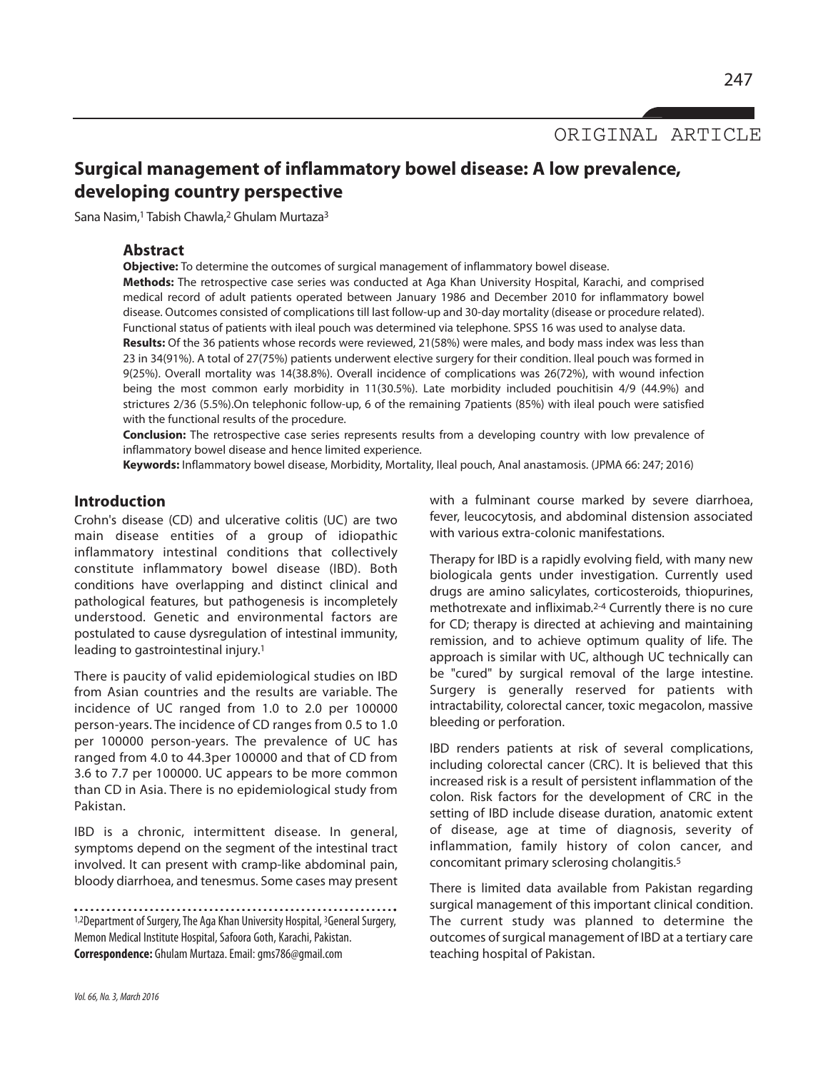ORIGINAL ARTICLE

# Surgical management of inflammatory bowel disease: A low prevalence, developing country perspective

Sana Nasim,[1] Tabish Chawla,[2] Ghulam Murtaza[3]

## Abstract

**Objective:** To determine the outcomes of surgical management of inflammatory bowel disease.

**Methods:** The retrospective case series was conducted at Aga Khan University Hospital, Karachi, and comprised medical record of adult patients operated between January 1986 and December 2010 for inflammatory bowel disease. Outcomes consisted of complications till last follow-up and 30-day mortality (disease or procedure related). Functional status of patients with ileal pouch was determined via telephone. SPSS 16 was used to analyse data.

**Results:** Of the 36 patients whose records were reviewed, 21(58%) were males, and body mass index was less than 23 in 34(91%). A total of 27(75%) patients underwent elective surgery for their condition. Ileal pouch was formed in 9(25%). Overall mortality was 14(38.8%). Overall incidence of complications was 26(72%), with wound infection being the most common early morbidity in 11(30.5%). Late morbidity included pouchitisin 4/9 (44.9%) and strictures 2/36 (5.5%).On telephonic follow-up, 6 of the remaining 7patients (85%) with ileal pouch were satisfied with the functional results of the procedure.

**Conclusion:** The retrospective case series represents results from a developing country with low prevalence of inflammatory bowel disease and hence limited experience.

**Keywords:** Inflammatory bowel disease, Morbidity, Mortality, Ileal pouch, Anal anastamosis. (JPMA 66: 247; 2016)

## Introduction

Crohn's disease (CD) and ulcerative colitis (UC) are two main disease entities of a group of idiopathic inflammatory intestinal conditions that collectively constitute inflammatory bowel disease (IBD). Both conditions have overlapping and distinct clinical and pathological features, but pathogenesis is incompletely understood. Genetic and environmental factors are postulated to cause dysregulation of intestinal immunity, leading to gastrointestinal injury.[1]

There is paucity of valid epidemiological studies on IBD from Asian countries and the results are variable. The incidence of UC ranged from 1.0 to 2.0 per 100000 person-years. The incidence of CD ranges from 0.5 to 1.0 per 100000 person-years. The prevalence of UC has ranged from 4.0 to 44.3per 100000 and that of CD from 3.6 to 7.7 per 100000. UC appears to be more common than CD in Asia. There is no epidemiological study from Pakistan.

IBD is a chronic, intermittent disease. In general, symptoms depend on the segment of the intestinal tract involved. It can present with cramp-like abdominal pain, bloody diarrhoea, and tenesmus. Some cases may present with a fulminant course marked by severe diarrhoea, fever, leucocytosis, and abdominal distension associated with various extra-colonic manifestations.

Therapy for IBD is a rapidly evolving field, with many new biologicala gents under investigation. Currently used drugs are amino salicylates, corticosteroids, thiopurines, methotrexate and infliximab.[2-4] Currently there is no cure for CD; therapy is directed at achieving and maintaining remission, and to achieve optimum quality of life. The approach is similar with UC, although UC technically can be "cured" by surgical removal of the large intestine. Surgery is generally reserved for patients with intractability, colorectal cancer, toxic megacolon, massive bleeding or perforation.

IBD renders patients at risk of several complications, including colorectal cancer (CRC). It is believed that this increased risk is a result of persistent inflammation of the colon. Risk factors for the development of CRC in the setting of IBD include disease duration, anatomic extent of disease, age at time of diagnosis, severity of inflammation, family history of colon cancer, and concomitant primary sclerosing cholangitis.[5]

There is limited data available from Pakistan regarding surgical management of this important clinical condition. The current study was planned to determine the outcomes of surgical management of IBD at a tertiary care teaching hospital of Pakistan.

[1,2]Department of Surgery, The Aga Khan University Hospital, [3]General Surgery, Memon Medical Institute Hospital, Safoora Goth, Karachi, Pakistan.

**Correspondence:** Ghulam Murtaza. Email: gms786@gmail.com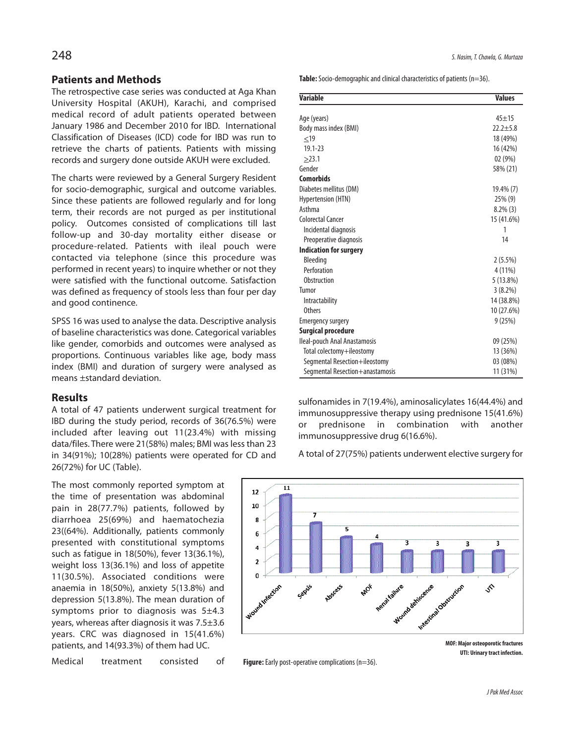## Patients and Methods

The retrospective case series was conducted at Aga Khan University Hospital (AKUH), Karachi, and comprised medical record of adult patients operated between January 1986 and December 2010 for IBD. International Classification of Diseases (ICD) code for IBD was run to retrieve the charts of patients. Patients with missing records and surgery done outside AKUH were excluded.

The charts were reviewed by a General Surgery Resident for socio-demographic, surgical and outcome variables. Since these patients are followed regularly and for long term, their records are not purged as per institutional policy. Outcomes consisted of complications till last follow-up and 30-day mortality either disease or procedure-related. Patients with ileal pouch were contacted via telephone (since this procedure was performed in recent years) to inquire whether or not they were satisfied with the functional outcome. Satisfaction was defined as frequency of stools less than four per day and good continence.

SPSS 16 was used to analyse the data. Descriptive analysis of baseline characteristics was done. Categorical variables like gender, comorbids and outcomes were analysed as proportions. Continuous variables like age, body mass index (BMI) and duration of surgery were analysed as means ±standard deviation.

## Results

A total of 47 patients underwent surgical treatment for IBD during the study period, records of 36(76.5%) were included after leaving out 11(23.4%) with missing data/files. There were 21(58%) males; BMI was less than 23 in 34(91%); 10(28%) patients were operated for CD and 26(72%) for UC (Table).

The most commonly reported symptom at the time of presentation was abdominal pain in 28(77.7%) patients, followed by diarrhoea 25(69%) and haematochezia 23((64%). Additionally, patients commonly presented with constitutional symptoms such as fatigue in 18(50%), fever 13(36.1%), weight loss 13(36.1%) and loss of appetite 11(30.5%). Associated conditions were anaemia in 18(50%), anxiety 5(13.8%) and depression 5(13.8%). The mean duration of symptoms prior to diagnosis was 5±4.3 years, whereas after diagnosis it was 7.5±3.6 years. CRC was diagnosed in 15(41.6%) patients, and 14(93.3%) of them had UC.

Medical treatment consisted of sulfonamides in 7(19.4%), aminosalicylates 16(44.4%) and immunosuppressive therapy using prednisone 15(41.6%) or prednisone in combination with another immunosuppressive drug 6(16.6%).

A total of 27(75%) patients underwent elective surgery for

**Table:** Socio-demographic and clinical characteristics of patients (n=36).

| Variable | Values |
|---|---|
| Age (years) | 45±15 |
| Body mass index (BMI) | 22.2±5.8 |
| ≤19 | 18 (49%) |
| 19.1-23 | 16 (42%) |
| ≥23.1 | 02 (9%) |
| Gender | 58% (21) |
| **Comorbids** | |
| Diabetes mellitus (DM) | 19.4% (7) |
| Hypertension (HTN) | 25% (9) |
| Asthma | 8.2% (3) |
| Colorectal Cancer | 15 (41.6%) |
| Incidental diagnosis | 1 |
| Preoperative diagnosis | 14 |
| **Indication for surgery** | |
| Bleeding | 2 (5.5%) |
| Perforation | 4 (11%) |
| Obstruction | 5 (13.8%) |
| Tumor | 3 (8.2%) |
| Intractability | 14 (38.8%) |
| Others | 10 (27.6%) |
| Emergency surgery | 9 (25%) |
| **Surgical procedure** | |
| Ileal-pouch Anal Anastamosis | 09 (25%) |
| Total colectomy+ileostomy | 13 (36%) |
| Segmental Resection+ileostomy | 03 (08%) |
| Segmental Resection+anastamosis | 11 (31%) |

| Complication | Number |
|---|---|
| Wound Infection | 11 |
| Sepsis | 7 |
| Abscess | 5 |
| MOF | 4 |
| Renal failure | 3 |
| Wound dehiscence | 3 |
| Intestinal Obstruction | 3 |
| UTI | 3 |

**MOF: Major osteoporotic fractures**
**UTI: Urinary tract infection.**

**Figure:** Early post-operative complications (n=36).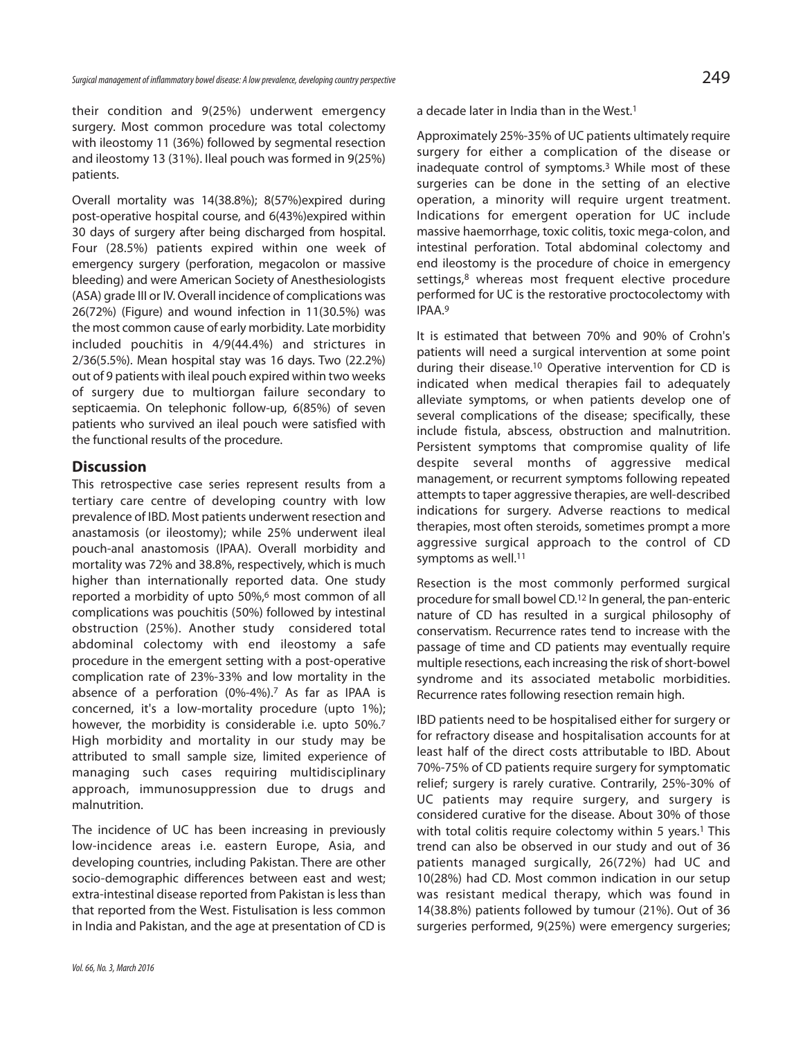their condition and 9(25%) underwent emergency surgery. Most common procedure was total colectomy with ileostomy 11 (36%) followed by segmental resection and ileostomy 13 (31%). Ileal pouch was formed in 9(25%) patients.

Overall mortality was 14(38.8%); 8(57%)expired during post-operative hospital course, and 6(43%)expired within 30 days of surgery after being discharged from hospital. Four (28.5%) patients expired within one week of emergency surgery (perforation, megacolon or massive bleeding) and were American Society of Anesthesiologists (ASA) grade III or IV. Overall incidence of complications was 26(72%) (Figure) and wound infection in 11(30.5%) was the most common cause of early morbidity. Late morbidity included pouchitis in 4/9(44.4%) and strictures in 2/36(5.5%). Mean hospital stay was 16 days. Two (22.2%) out of 9 patients with ileal pouch expired within two weeks of surgery due to multiorgan failure secondary to septicaemia. On telephonic follow-up, 6(85%) of seven patients who survived an ileal pouch were satisfied with the functional results of the procedure.

## Discussion

This retrospective case series represent results from a tertiary care centre of developing country with low prevalence of IBD. Most patients underwent resection and anastamosis (or ileostomy); while 25% underwent ileal pouch-anal anastomosis (IPAA). Overall morbidity and mortality was 72% and 38.8%, respectively, which is much higher than internationally reported data. One study reported a morbidity of upto 50%,[6] most common of all complications was pouchitis (50%) followed by intestinal obstruction (25%). Another study considered total abdominal colectomy with end ileostomy a safe procedure in the emergent setting with a post-operative complication rate of 23%-33% and low mortality in the absence of a perforation (0%-4%).[7] As far as IPAA is concerned, it's a low-mortality procedure (upto 1%); however, the morbidity is considerable i.e. upto 50%.[7] High morbidity and mortality in our study may be attributed to small sample size, limited experience of managing such cases requiring multidisciplinary approach, immunosuppression due to drugs and malnutrition.

The incidence of UC has been increasing in previously low-incidence areas i.e. eastern Europe, Asia, and developing countries, including Pakistan. There are other socio-demographic differences between east and west; extra-intestinal disease reported from Pakistan is less than that reported from the West. Fistulisation is less common in India and Pakistan, and the age at presentation of CD is a decade later in India than in the West.[1]

Approximately 25%-35% of UC patients ultimately require surgery for either a complication of the disease or inadequate control of symptoms.[3] While most of these surgeries can be done in the setting of an elective operation, a minority will require urgent treatment. Indications for emergent operation for UC include massive haemorrhage, toxic colitis, toxic mega-colon, and intestinal perforation. Total abdominal colectomy and end ileostomy is the procedure of choice in emergency settings,[8] whereas most frequent elective procedure performed for UC is the restorative proctocolectomy with IPAA.[9]

It is estimated that between 70% and 90% of Crohn's patients will need a surgical intervention at some point during their disease.[10] Operative intervention for CD is indicated when medical therapies fail to adequately alleviate symptoms, or when patients develop one of several complications of the disease; specifically, these include fistula, abscess, obstruction and malnutrition. Persistent symptoms that compromise quality of life despite several months of aggressive medical management, or recurrent symptoms following repeated attempts to taper aggressive therapies, are well-described indications for surgery. Adverse reactions to medical therapies, most often steroids, sometimes prompt a more aggressive surgical approach to the control of CD symptoms as well.[11]

Resection is the most commonly performed surgical procedure for small bowel CD.[12] In general, the pan-enteric nature of CD has resulted in a surgical philosophy of conservatism. Recurrence rates tend to increase with the passage of time and CD patients may eventually require multiple resections, each increasing the risk of short-bowel syndrome and its associated metabolic morbidities. Recurrence rates following resection remain high.

IBD patients need to be hospitalised either for surgery or for refractory disease and hospitalisation accounts for at least half of the direct costs attributable to IBD. About 70%-75% of CD patients require surgery for symptomatic relief; surgery is rarely curative. Contrarily, 25%-30% of UC patients may require surgery, and surgery is considered curative for the disease. About 30% of those with total colitis require colectomy within 5 years.[1] This trend can also be observed in our study and out of 36 patients managed surgically, 26(72%) had UC and 10(28%) had CD. Most common indication in our setup was resistant medical therapy, which was found in 14(38.8%) patients followed by tumour (21%). Out of 36 surgeries performed, 9(25%) were emergency surgeries;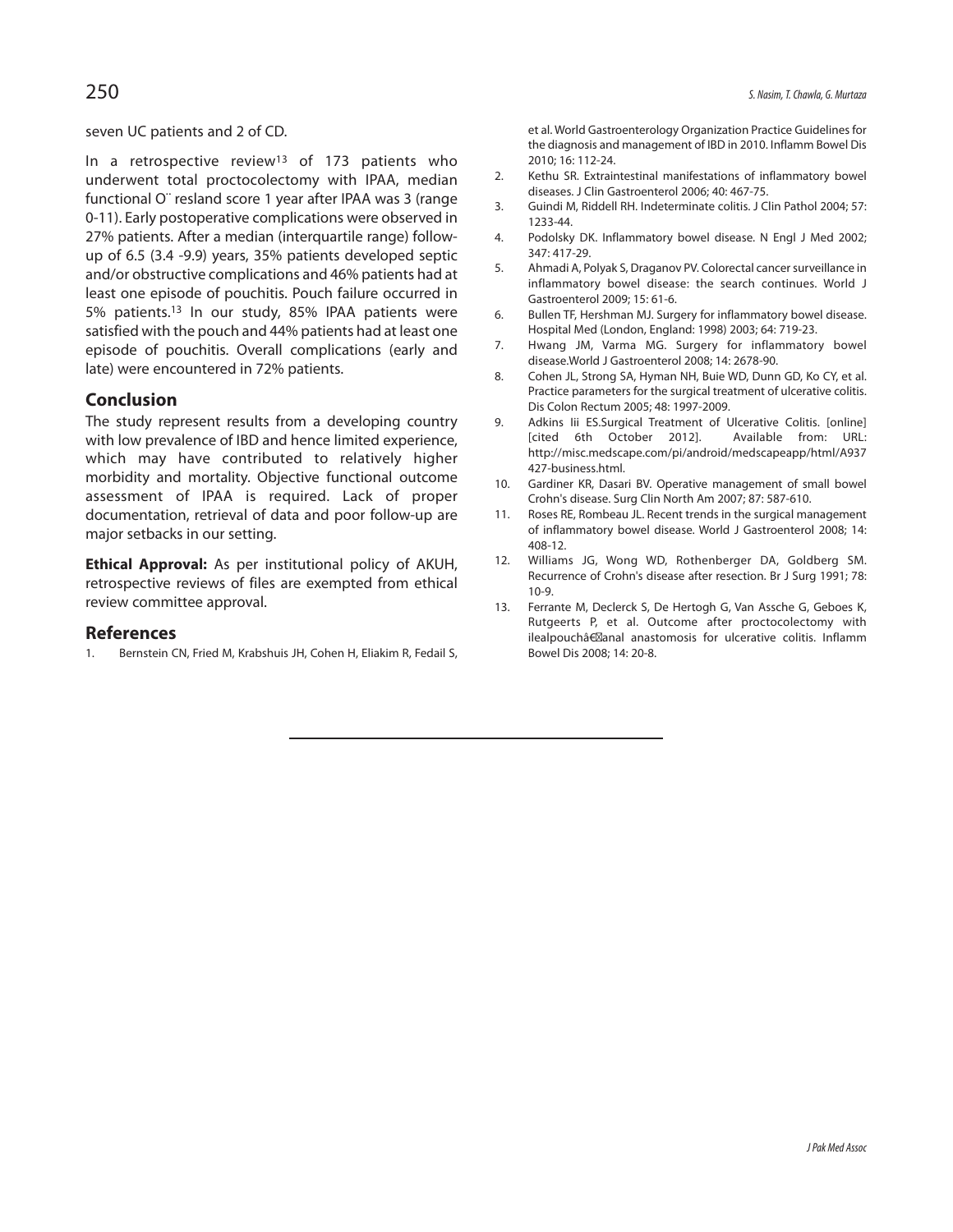seven UC patients and 2 of CD.

In a retrospective review[13] of 173 patients who underwent total proctocolectomy with IPAA, median functional O¨ resland score 1 year after IPAA was 3 (range 0-11). Early postoperative complications were observed in 27% patients. After a median (interquartile range) follow-up of 6.5 (3.4 -9.9) years, 35% patients developed septic and/or obstructive complications and 46% patients had at least one episode of pouchitis. Pouch failure occurred in 5% patients.[13] In our study, 85% IPAA patients were satisfied with the pouch and 44% patients had at least one episode of pouchitis. Overall complications (early and late) were encountered in 72% patients.

## Conclusion

The study represent results from a developing country with low prevalence of IBD and hence limited experience, which may have contributed to relatively higher morbidity and mortality. Objective functional outcome assessment of IPAA is required. Lack of proper documentation, retrieval of data and poor follow-up are major setbacks in our setting.

**Ethical Approval:** As per institutional policy of AKUH, retrospective reviews of files are exempted from ethical review committee approval.

## References

1. Bernstein CN, Fried M, Krabshuis JH, Cohen H, Eliakim R, Fedail S, et al. World Gastroenterology Organization Practice Guidelines for the diagnosis and management of IBD in 2010. Inflamm Bowel Dis 2010; 16: 112-24.
2. Kethu SR. Extraintestinal manifestations of inflammatory bowel diseases. J Clin Gastroenterol 2006; 40: 467-75.
3. Guindi M, Riddell RH. Indeterminate colitis. J Clin Pathol 2004; 57: 1233-44.
4. Podolsky DK. Inflammatory bowel disease. N Engl J Med 2002; 347: 417-29.
5. Ahmadi A, Polyak S, Draganov PV. Colorectal cancer surveillance in inflammatory bowel disease: the search continues. World J Gastroenterol 2009; 15: 61-6.
6. Bullen TF, Hershman MJ. Surgery for inflammatory bowel disease. Hospital Med (London, England: 1998) 2003; 64: 719-23.
7. Hwang JM, Varma MG. Surgery for inflammatory bowel disease.World J Gastroenterol 2008; 14: 2678-90.
8. Cohen JL, Strong SA, Hyman NH, Buie WD, Dunn GD, Ko CY, et al. Practice parameters for the surgical treatment of ulcerative colitis. Dis Colon Rectum 2005; 48: 1997-2009.
9. Adkins Iii ES.Surgical Treatment of Ulcerative Colitis. [online] [cited 6th October 2012]. Available from: URL: http://misc.medscape.com/pi/android/medscapeapp/html/A937427-business.html.
10. Gardiner KR, Dasari BV. Operative management of small bowel Crohn's disease. Surg Clin North Am 2007; 87: 587-610.
11. Roses RE, Rombeau JL. Recent trends in the surgical management of inflammatory bowel disease. World J Gastroenterol 2008; 14: 408-12.
12. Williams JG, Wong WD, Rothenberger DA, Goldberg SM. Recurrence of Crohn's disease after resection. Br J Surg 1991; 78: 10-9.
13. Ferrante M, Declerck S, De Hertogh G, Van Assche G, Geboes K, Rutgeerts P, et al. Outcome after proctocolectomy with ilealpouchâ€anal anastomosis for ulcerative colitis. Inflamm Bowel Dis 2008; 14: 20-8.